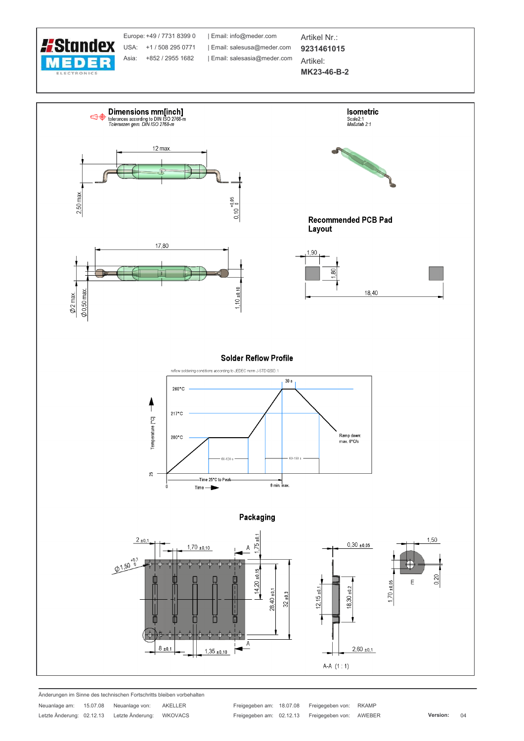Europe: +49 / 7731 8399 0 | Email: info@meder.com
USA: +1 / 508 295 0771 | Email: salesusa@meder.com
Asia: +852 / 2955 1682 | Email: salesasia@meder.com

Artikel Nr.:
**9231461015**
Artikel:
**MK23-46-B-2**

## Dimensions mm[inch]

tolerances according to DIN ISO 2768-m
*Toleranzen gem. DIN ISO 2768-m*

12 max.
2,50 max.
0,10 +0,05 / 0
17,80
Ø2 max.
Ø0,50 max.
1,10 ±0,10

## Isometric

Scale2:1
*Maßstab 2:1*

## Recommended PCB Pad Layout

1,90
1,80
18,40

## Solder Reflow Profile

reflow soldering conditions according to JEDEC norm J-STD 020D.1

Temperature [°C]: 260°C, 217°C, 200°C, 25
30 s
60-120 s
60-150 s
Ramp down: max. 6°C/s
Time 25°C to Peak
Time
0
8 min. max.

## Packaging

2 ±0,1
1,70 ±0,10
Ø1,50 +0,1 / 0
1,75 ±0,1
14,20 ±0,15
28,40 ±0,1
32 ±0,3
8 ±0,1
1,35 ±0,10
A
0,30 ±0,05
12,15 ±0,1
18,30 ±0,2
2,60 ±0,1
A-A (1 : 1)
1,50
1,70 ±0,05
E
0,20

Änderungen im Sinne des technischen Fortschritts bleiben vorbehalten

| | | | | | | | | |
|---|---|---|---|---|---|---|---|---|
| Neuanlage am: | 15.07.08 | Neuanlage von: | AKELLER | Freigegeben am: | 18.07.08 | Freigegeben von: | RKAMP | |
| Letzte Änderung: | 02.12.13 | Letzte Änderung: | WKOVACS | Freigegeben am: | 02.12.13 | Freigegeben von: | AWEBER | **Version:** 04 |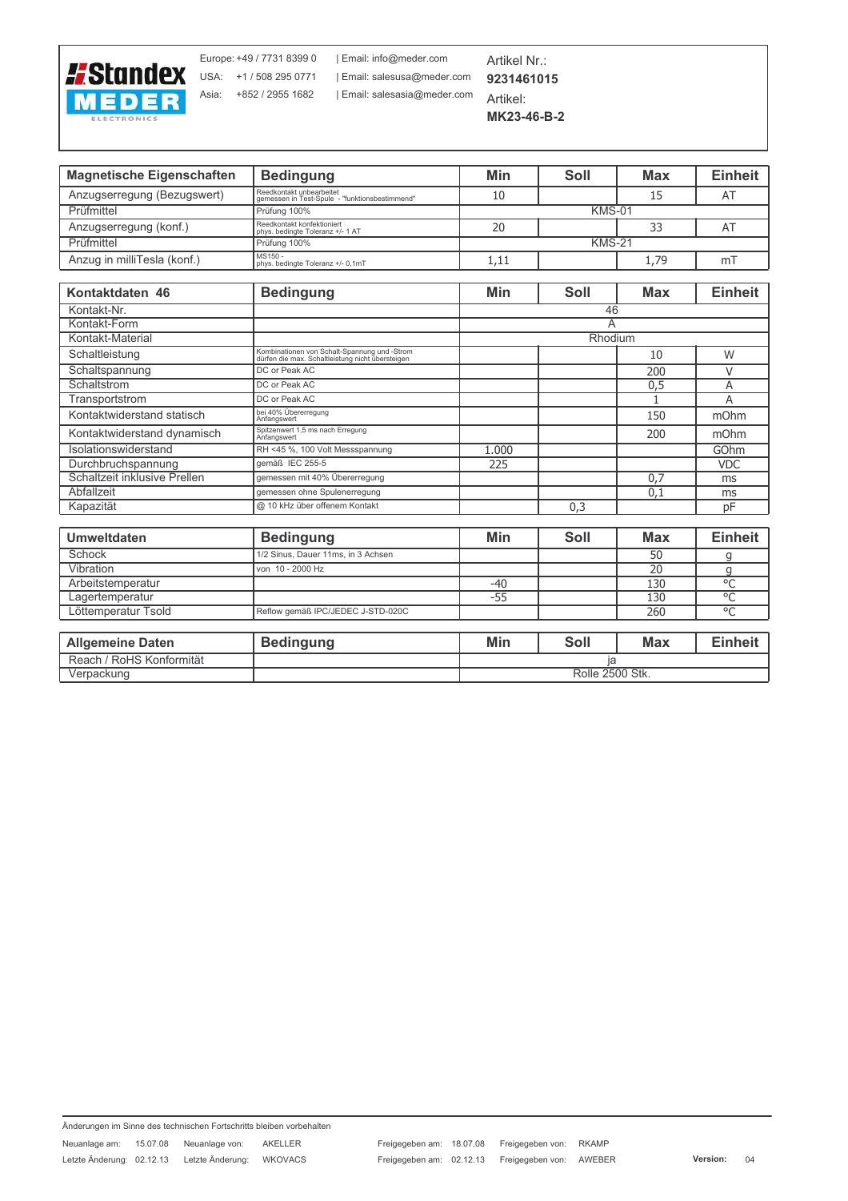Europe: +49 / 7731 8399 0 | Email: info@meder.com
USA: +1 / 508 295 0771 | Email: salesusa@meder.com
Asia: +852 / 2955 1682 | Email: salesasia@meder.com

Artikel Nr.:
**9231461015**
Artikel:
**MK23-46-B-2**

| Magnetische Eigenschaften | Bedingung | Min | Soll | Max | Einheit |
|---|---|---|---|---|---|
| Anzugserregung (Bezugswert) | Reedkontakt unbearbeitet gemessen in Test-Spule - "funktionsbestimmend" | 10 | | 15 | AT |
| Prüfmittel | Prüfung 100% | | KMS-01 | | |
| Anzugserregung (konf.) | Reedkontakt konfektioniert phys. bedingte Toleranz +/- 1 AT | 20 | | 33 | AT |
| Prüfmittel | Prüfung 100% | | KMS-21 | | |
| Anzug in milliTesla (konf.) | MS150 - phys. bedingte Toleranz +/- 0,1mT | 1,11 | | 1,79 | mT |

| Kontaktdaten 46 | Bedingung | Min | Soll | Max | Einheit |
|---|---|---|---|---|---|
| Kontakt-Nr. | | | 46 | | |
| Kontakt-Form | | | A | | |
| Kontakt-Material | | | Rhodium | | |
| Schaltleistung | Kombinationen von Schalt-Spannung und -Strom dürfen die max. Schaltleistung nicht übersteigen | | | 10 | W |
| Schaltspannung | DC or Peak AC | | | 200 | V |
| Schaltstrom | DC or Peak AC | | | 0,5 | A |
| Transportstrom | DC or Peak AC | | | 1 | A |
| Kontaktwiderstand statisch | bei 40% Übererregung Anfangswert | | | 150 | mOhm |
| Kontaktwiderstand dynamisch | Spitzenwert 1,5 ms nach Erregung Anfangswert | | | 200 | mOhm |
| Isolationswiderstand | RH <45 %, 100 Volt Messspannung | 1.000 | | | GOhm |
| Durchbruchspannung | gemäß IEC 255-5 | 225 | | | VDC |
| Schaltzeit inklusive Prellen | gemessen mit 40% Übererregung | | | 0,7 | ms |
| Abfallzeit | gemessen ohne Spulenerregung | | | 0,1 | ms |
| Kapazität | @ 10 kHz über offenem Kontakt | | 0,3 | | pF |

| Umweltdaten | Bedingung | Min | Soll | Max | Einheit |
|---|---|---|---|---|---|
| Schock | 1/2 Sinus, Dauer 11ms, in 3 Achsen | | | 50 | g |
| Vibration | von 10 - 2000 Hz | | | 20 | g |
| Arbeitstemperatur | | -40 | | 130 | °C |
| Lagertemperatur | | -55 | | 130 | °C |
| Löttemperatur Tsold | Reflow gemäß IPC/JEDEC J-STD-020C | | | 260 | °C |

| Allgemeine Daten | Bedingung | Min | Soll | Max | Einheit |
|---|---|---|---|---|---|
| Reach / RoHS Konformität | | | ja | | |
| Verpackung | | | Rolle 2500 Stk. | | |

Änderungen im Sinne des technischen Fortschritts bleiben vorbehalten

| | | | | | | | |
|---|---|---|---|---|---|---|---|
| Neuanlage am: | 15.07.08 | Neuanlage von: | AKELLER | Freigegeben am: | 18.07.08 | Freigegeben von: | RKAMP |
| Letzte Änderung: | 02.12.13 | Letzte Änderung: | WKOVACS | Freigegeben am: | 02.12.13 | Freigegeben von: | AWEBER |

**Version:** 04